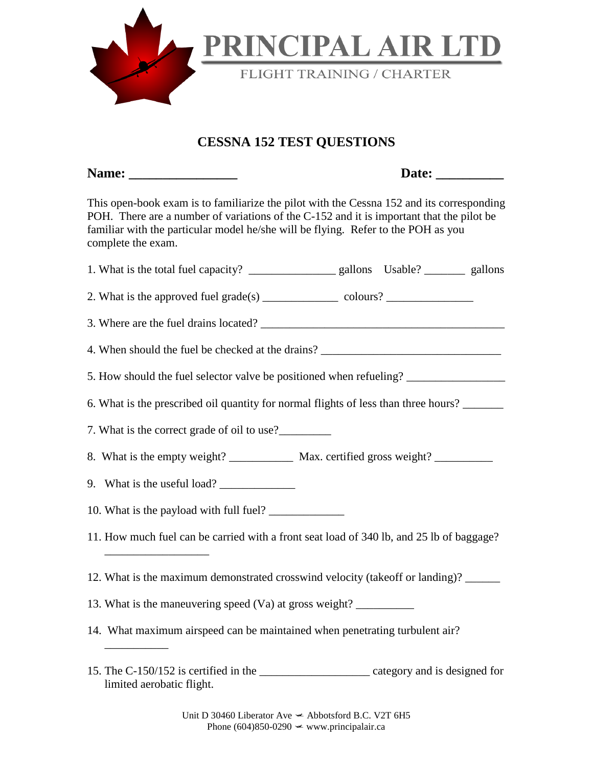# PRINCIPAL AIR LTD

FLIGHT TRAINING / CHARTER

## CESSNA 152 TEST QUESTIONS

**Name: ________________** **Date: __________**

This open-book exam is to familiarize the pilot with the Cessna 152 and its corresponding POH. There are a number of variations of the C-152 and it is important that the pilot be familiar with the particular model he/she will be flying. Refer to the POH as you complete the exam.

1. What is the total fuel capacity? _______________ gallons Usable? _______ gallons

2. What is the approved fuel grade(s) _____________ colours? _______________

3. Where are the fuel drains located? ___________________________________________

4. When should the fuel be checked at the drains? _______________________________

5. How should the fuel selector valve be positioned when refueling? ________________

6. What is the prescribed oil quantity for normal flights of less than three hours? _______

7. What is the correct grade of oil to use?_________

8. What is the empty weight? ___________ Max. certified gross weight? __________

9. What is the useful load? _____________

10. What is the payload with full fuel? _____________

11. How much fuel can be carried with a front seat load of 340 lb, and 25 lb of baggage? __________________

12. What is the maximum demonstrated crosswind velocity (takeoff or landing)? ______

13. What is the maneuvering speed (Va) at gross weight? __________

14. What maximum airspeed can be maintained when penetrating turbulent air? ___________

15. The C-150/152 is certified in the __________________ category and is designed for limited aerobatic flight.

Unit D 30460 Liberator Ave ✈ Abbotsford B.C. V2T 6H5
Phone (604)850-0290 ✈ www.principalair.ca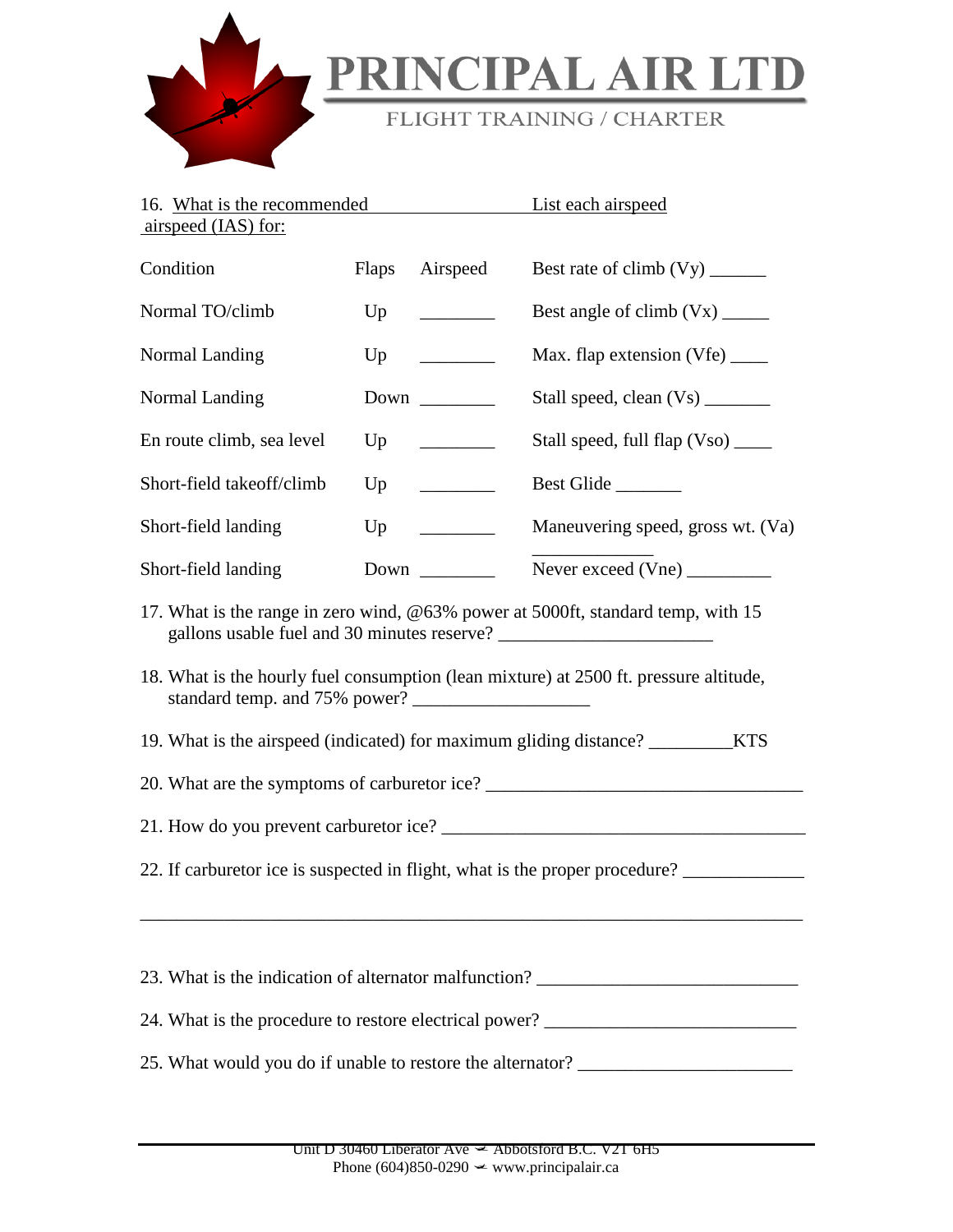# PRINCIPAL AIR LTD

FLIGHT TRAINING / CHARTER

16. What is the recommended airspeed (IAS) for:

| Condition | Flaps | Airspeed |
| --- | --- | --- |
| Normal TO/climb | Up | ________ |
| Normal Landing | Up | ________ |
| Normal Landing | Down | ________ |
| En route climb, sea level | Up | ________ |
| Short-field takeoff/climb | Up | ________ |
| Short-field landing | Up | ________ |
| Short-field landing | Down | ________ |

List each airspeed

- Best rate of climb (Vy) ______
- Best angle of climb (Vx) _____
- Max. flap extension (Vfe) ____
- Stall speed, clean (Vs) _______
- Stall speed, full flap (Vso) ____
- Best Glide _______
- Maneuvering speed, gross wt. (Va) ____________
- Never exceed (Vne) _________

17. What is the range in zero wind, @63% power at 5000ft, standard temp, with 15 gallons usable fuel and 30 minutes reserve? ______________________

18. What is the hourly fuel consumption (lean mixture) at 2500 ft. pressure altitude, standard temp. and 75% power? ___________________

19. What is the airspeed (indicated) for maximum gliding distance? _________KTS

20. What are the symptoms of carburetor ice? _________________________________

21. How do you prevent carburetor ice? ______________________________________

22. If carburetor ice is suspected in flight, what is the proper procedure? ____________

_____________________________________________________________________

23. What is the indication of alternator malfunction? ___________________________

24. What is the procedure to restore electrical power? __________________________

25. What would you do if unable to restore the alternator? ______________________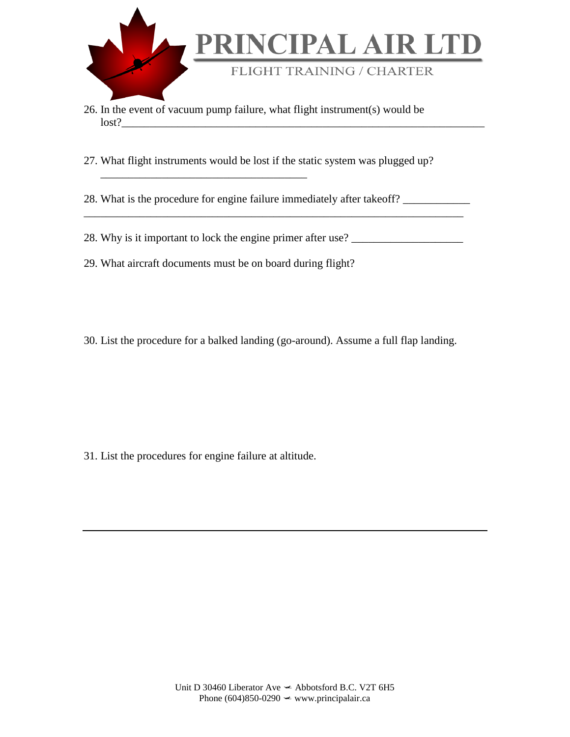26. In the event of vacuum pump failure, what flight instrument(s) would be lost?_________________________________________________________________

27. What flight instruments would be lost if the static system was plugged up?
 ____________________________________

28. What is the procedure for engine failure immediately after takeoff? ___________
___________________________________________________________________

28. Why is it important to lock the engine primer after use? ___________________

29. What aircraft documents must be on board during flight?

30. List the procedure for a balked landing (go-around). Assume a full flap landing.

31. List the procedures for engine failure at altitude.